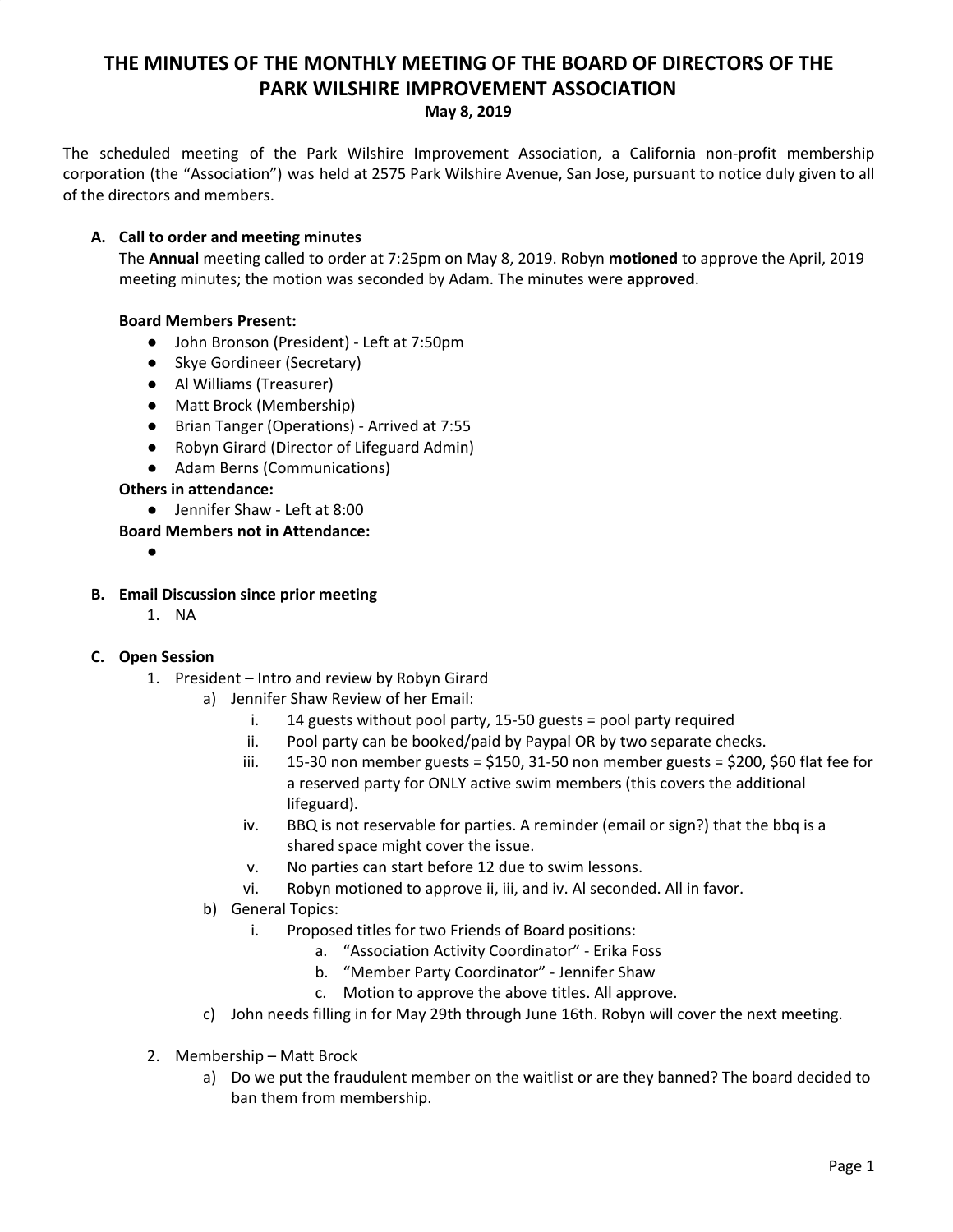# THE MINUTES OF THE MONTHLY MEETING OF THE BOARD OF DIRECTORS OF THE PARK WILSHIRE IMPROVEMENT ASSOCIATION

**May 8, 2019**

The scheduled meeting of the Park Wilshire Improvement Association, a California non-profit membership corporation (the "Association") was held at 2575 Park Wilshire Avenue, San Jose, pursuant to notice duly given to all of the directors and members.

**A. Call to order and meeting minutes**

The **Annual** meeting called to order at 7:25pm on May 8, 2019. Robyn **motioned** to approve the April, 2019 meeting minutes; the motion was seconded by Adam. The minutes were **approved**.

**Board Members Present:**

- John Bronson (President) - Left at 7:50pm
- Skye Gordineer (Secretary)
- Al Williams (Treasurer)
- Matt Brock (Membership)
- Brian Tanger (Operations) - Arrived at 7:55
- Robyn Girard (Director of Lifeguard Admin)
- Adam Berns (Communications)

**Others in attendance:**

- Jennifer Shaw - Left at 8:00

**Board Members not in Attendance:**

-

**B. Email Discussion since prior meeting**

1. NA

**C. Open Session**

1. President – Intro and review by Robyn Girard
   a) Jennifer Shaw Review of her Email:
      i. 14 guests without pool party, 15-50 guests = pool party required
      ii. Pool party can be booked/paid by Paypal OR by two separate checks.
      iii. 15-30 non member guests = $150, 31-50 non member guests = $200, $60 flat fee for a reserved party for ONLY active swim members (this covers the additional lifeguard).
      iv. BBQ is not reservable for parties. A reminder (email or sign?) that the bbq is a shared space might cover the issue.
      v. No parties can start before 12 due to swim lessons.
      vi. Robyn motioned to approve ii, iii, and iv. Al seconded. All in favor.
   b) General Topics:
      i. Proposed titles for two Friends of Board positions:
         a. "Association Activity Coordinator" - Erika Foss
         b. "Member Party Coordinator" - Jennifer Shaw
         c. Motion to approve the above titles. All approve.
   c) John needs filling in for May 29th through June 16th. Robyn will cover the next meeting.

2. Membership – Matt Brock
   a) Do we put the fraudulent member on the waitlist or are they banned? The board decided to ban them from membership.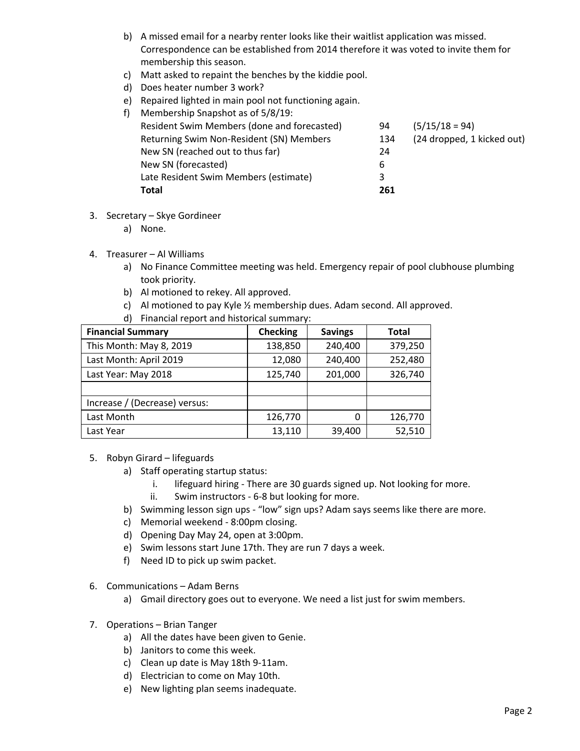b) A missed email for a nearby renter looks like their waitlist application was missed. Correspondence can be established from 2014 therefore it was voted to invite them for membership this season.

c) Matt asked to repaint the benches by the kiddie pool.

d) Does heater number 3 work?

e) Repaired lighted in main pool not functioning again.

f) Membership Snapshot as of 5/8/19:

| | | |
|---|---|---|
| Resident Swim Members (done and forecasted) | 94 | (5/15/18 = 94) |
| Returning Swim Non-Resident (SN) Members | 134 | (24 dropped, 1 kicked out) |
| New SN (reached out to thus far) | 24 | |
| New SN (forecasted) | 6 | |
| Late Resident Swim Members (estimate) | 3 | |
| **Total** | **261** | |

3. Secretary – Skye Gordineer
   a) None.

4. Treasurer – Al Williams
   a) No Finance Committee meeting was held. Emergency repair of pool clubhouse plumbing took priority.
   b) Al motioned to rekey. All approved.
   c) Al motioned to pay Kyle ½ membership dues. Adam second. All approved.
   d) Financial report and historical summary:

| Financial Summary | Checking | Savings | Total |
|---|---|---|---|
| This Month: May 8, 2019 | 138,850 | 240,400 | 379,250 |
| Last Month: April 2019 | 12,080 | 240,400 | 252,480 |
| Last Year: May 2018 | 125,740 | 201,000 | 326,740 |
| | | | |
| Increase / (Decrease) versus: | | | |
| Last Month | 126,770 | 0 | 126,770 |
| Last Year | 13,110 | 39,400 | 52,510 |

5. Robyn Girard – lifeguards
   a) Staff operating startup status:
      i. lifeguard hiring - There are 30 guards signed up. Not looking for more.
      ii. Swim instructors - 6-8 but looking for more.
   b) Swimming lesson sign ups - "low" sign ups? Adam says seems like there are more.
   c) Memorial weekend - 8:00pm closing.
   d) Opening Day May 24, open at 3:00pm.
   e) Swim lessons start June 17th. They are run 7 days a week.
   f) Need ID to pick up swim packet.

6. Communications – Adam Berns
   a) Gmail directory goes out to everyone. We need a list just for swim members.

7. Operations – Brian Tanger
   a) All the dates have been given to Genie.
   b) Janitors to come this week.
   c) Clean up date is May 18th 9-11am.
   d) Electrician to come on May 10th.
   e) New lighting plan seems inadequate.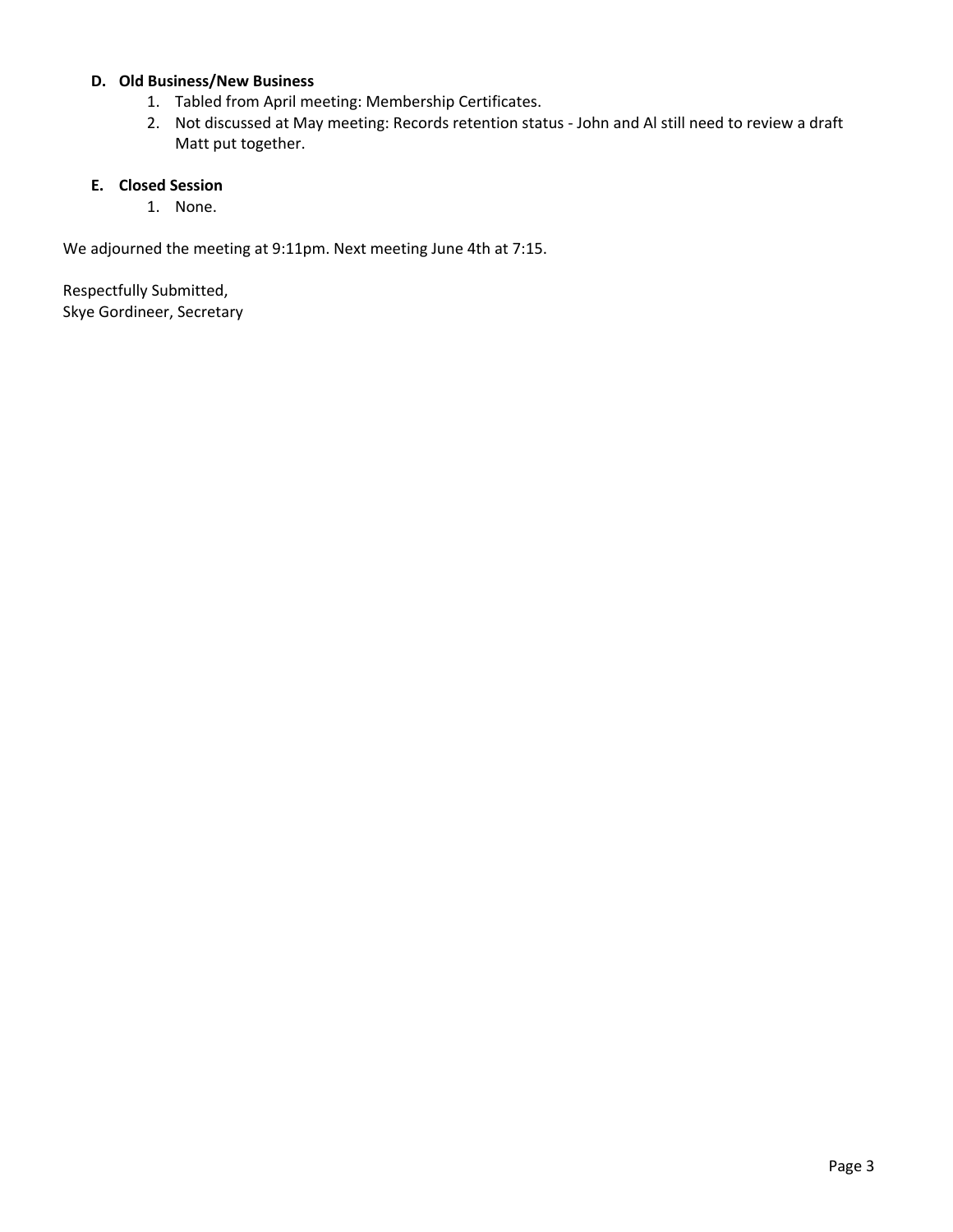**D. Old Business/New Business**

1. Tabled from April meeting: Membership Certificates.
2. Not discussed at May meeting: Records retention status - John and Al still need to review a draft Matt put together.

**E. Closed Session**

1. None.

We adjourned the meeting at 9:11pm. Next meeting June 4th at 7:15.

Respectfully Submitted,
Skye Gordineer, Secretary